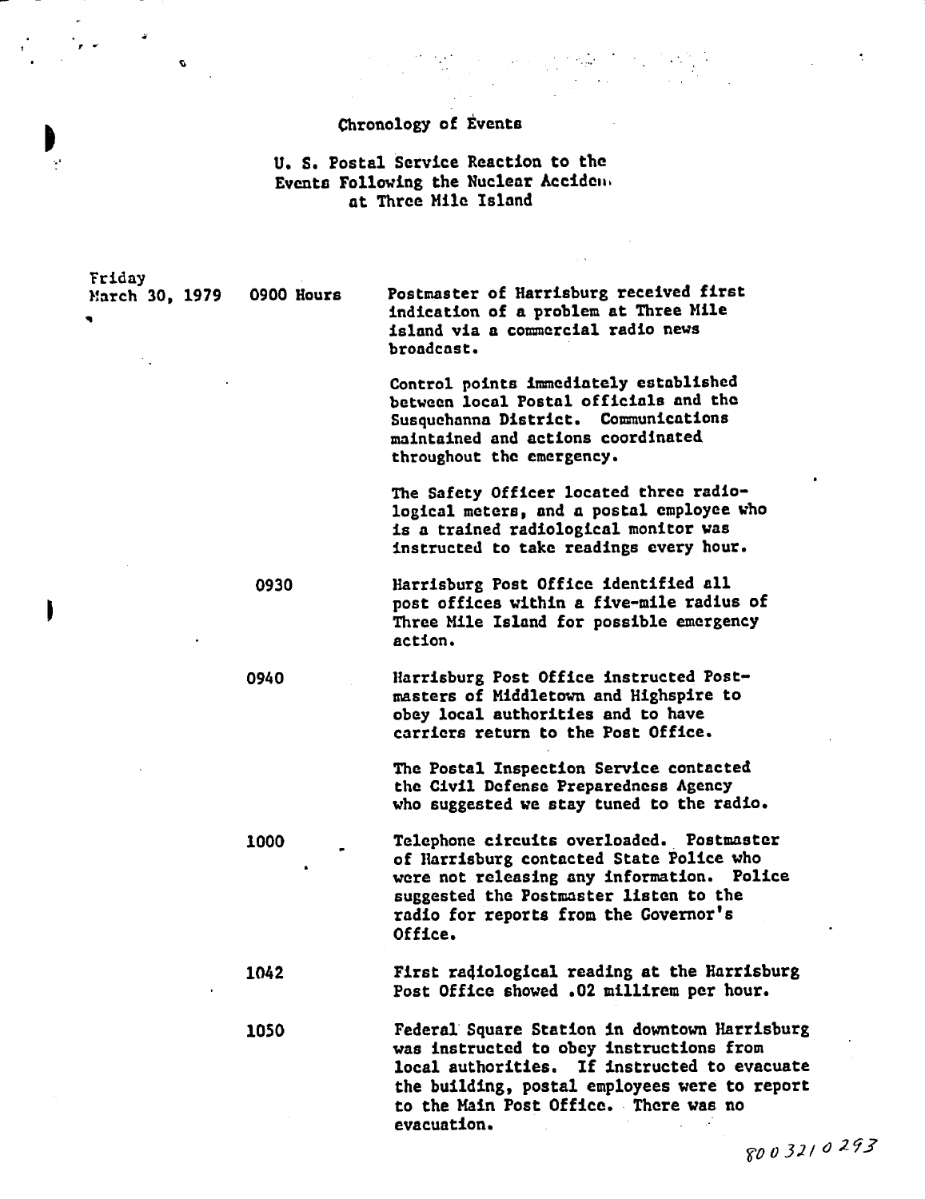# Chronology of Events

## U. S. Postal Service Reaction to the Events Following the Nuclear Accident at Three Mile Island

**Friday March 30, 1979**

**0900 Hours**

Postmaster of Harrisburg received first indication of a problem at Three Mile island via a commercial radio news broadcast.

Control points immediately established between local Postal officials and the Susquehanna District. Communications maintained and actions coordinated throughout the emergency.

The Safety Officer located three radiological meters, and a postal employee who is a trained radiological monitor was instructed to take readings every hour.

**0930**

Harrisburg Post Office identified all post offices within a five-mile radius of Three Mile Island for possible emergency action.

**0940**

Harrisburg Post Office instructed Postmasters of Middletown and Highspire to obey local authorities and to have carriers return to the Post Office.

The Postal Inspection Service contacted the Civil Defense Preparedness Agency who suggested we stay tuned to the radio.

**1000**

Telephone circuits overloaded. Postmaster of Harrisburg contacted State Police who were not releasing any information. Police suggested the Postmaster listen to the radio for reports from the Governor's Office.

**1042**

First radiological reading at the Harrisburg Post Office showed .02 millirem per hour.

**1050**

Federal Square Station in downtown Harrisburg was instructed to obey instructions from local authorities. If instructed to evacuate the building, postal employees were to report to the Main Post Office. There was no evacuation.

8003210293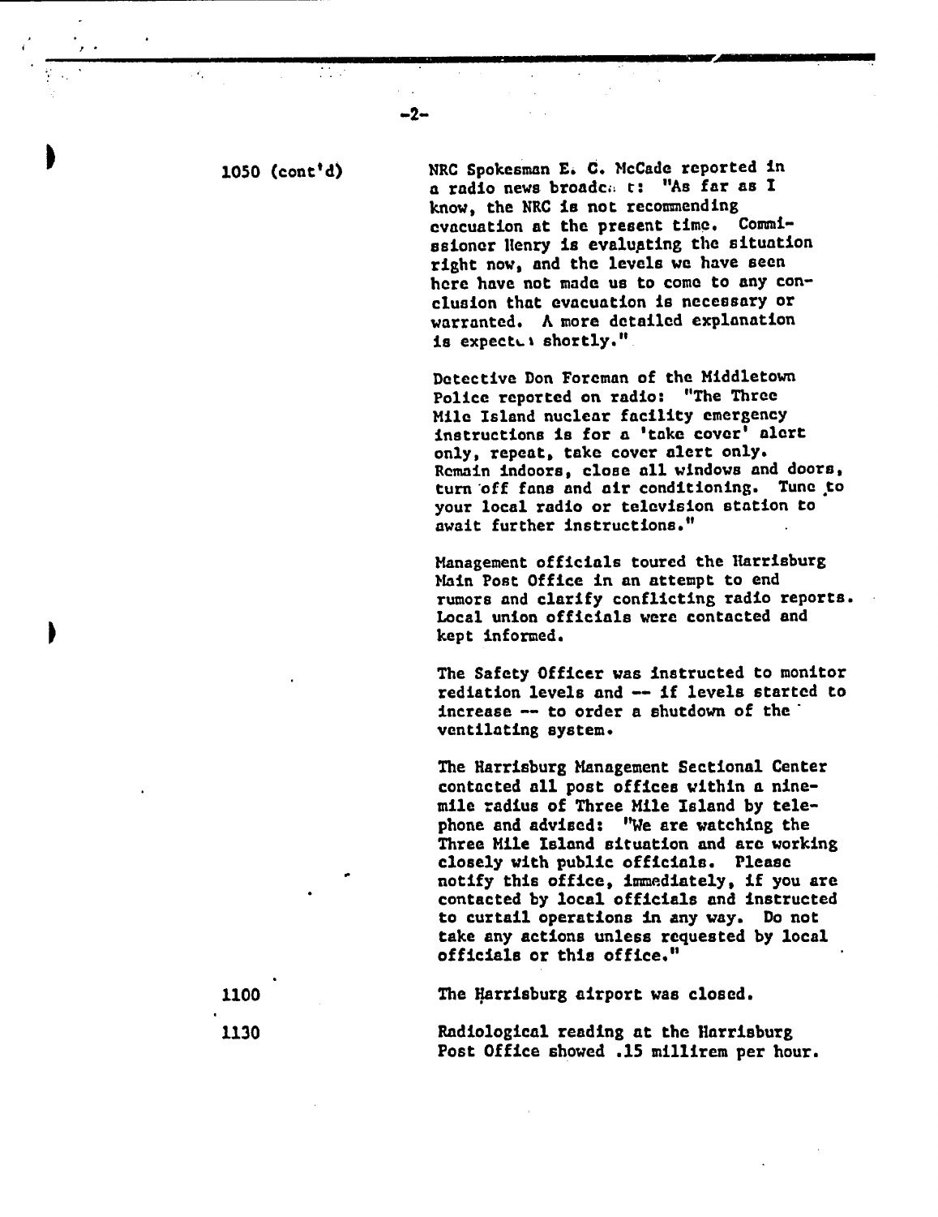| | |
|---|---|
| 1050 (cont'd) | NRC Spokesman E. C. McCade reported in a radio news broadcast: "As far as I know, the NRC is not recommending evacuation at the present time. Commissioner Henry is evaluating the situation right now, and the levels we have seen here have not made us to come to any conclusion that evacuation is necessary or warranted. A more detailed explanation is expected shortly." |
| | Detective Don Foreman of the Middletown Police reported on radio: "The Three Mile Island nuclear facility emergency instructions is for a 'take cover' alert only, repeat, take cover alert only. Remain indoors, close all windows and doors, turn off fans and air conditioning. Tune to your local radio or television station to await further instructions." |
| | Management officials toured the Harrisburg Main Post Office in an attempt to end rumors and clarify conflicting radio reports. Local union officials were contacted and kept informed. |
| | The Safety Officer was instructed to monitor rediation levels and -- if levels started to increase -- to order a shutdown of the ventilating system. |
| | The Harrisburg Management Sectional Center contacted all post offices within a nine-mile radius of Three Mile Island by telephone and advised: "We are watching the Three Mile Island situation and are working closely with public officials. Please notify this office, immediately, if you are contacted by local officials and instructed to curtail operations in any way. Do not take any actions unless requested by local officials or this office." |
| 1100 | The Harrisburg airport was closed. |
| 1130 | Radiological reading at the Harrisburg Post Office showed .15 millirem per hour. |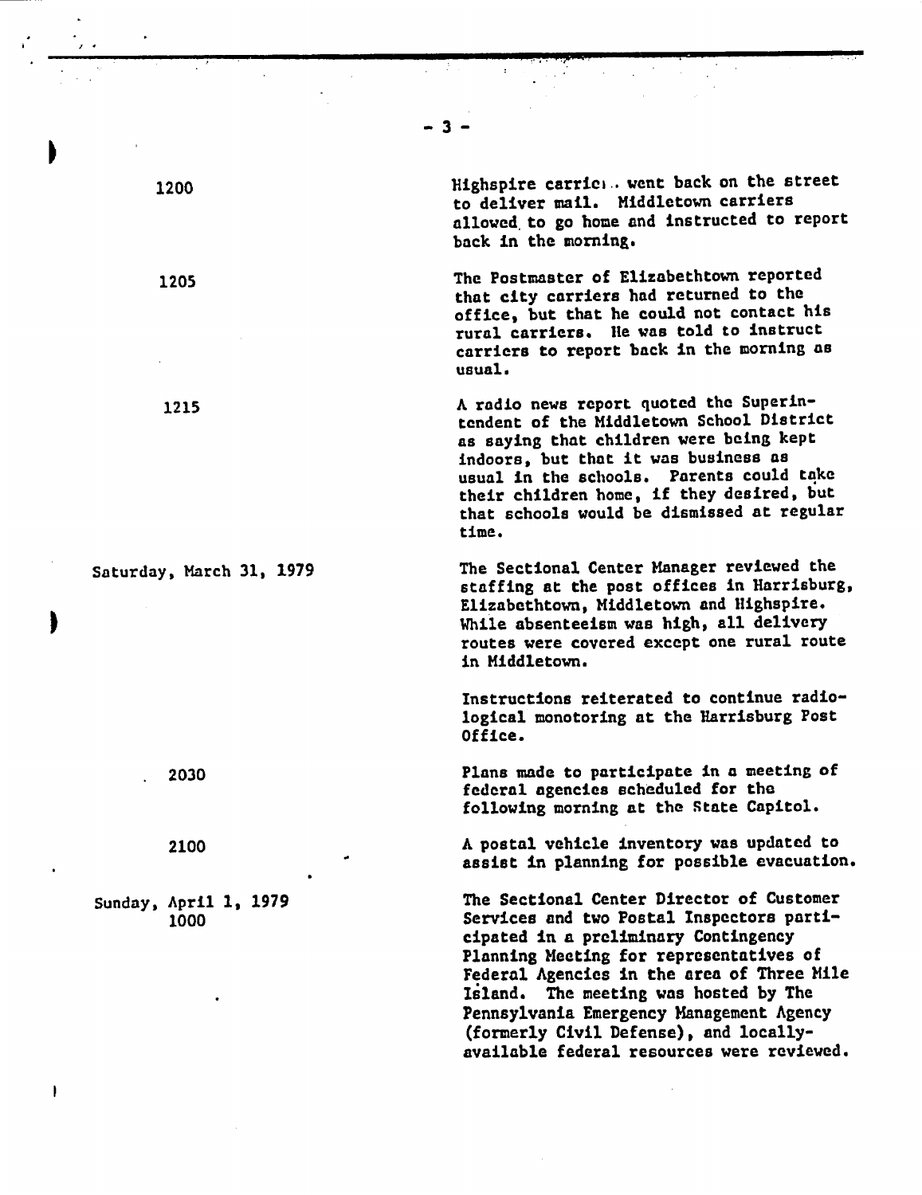| | |
|---|---|
| 1200 | Highspire carrie.. went back on the street to deliver mail. Middletown carriers allowed to go home and instructed to report back in the morning. |
| 1205 | The Postmaster of Elizabethtown reported that city carriers had returned to the office, but that he could not contact his rural carriers. He was told to instruct carriers to report back in the morning as usual. |
| 1215 | A radio news report quoted the Superintendent of the Middletown School District as saying that children were being kept indoors, but that it was business as usual in the schools. Parents could take their children home, if they desired, but that schools would be dismissed at regular time. |
| Saturday, March 31, 1979 | The Sectional Center Manager reviewed the staffing at the post offices in Harrisburg, Elizabethtown, Middletown and Highspire. While absenteeism was high, all delivery routes were covered except one rural route in Middletown. |
| | Instructions reiterated to continue radiological monotoring at the Harrisburg Post Office. |
| 2030 | Plans made to participate in a meeting of federal agencies scheduled for the following morning at the State Capitol. |
| 2100 | A postal vehicle inventory was updated to assist in planning for possible evacuation. |
| Sunday, April 1, 1979 1000 | The Sectional Center Director of Customer Services and two Postal Inspectors participated in a preliminary Contingency Planning Meeting for representatives of Federal Agencies in the area of Three Mile Island. The meeting was hosted by The Pennsylvania Emergency Management Agency (formerly Civil Defense), and locally-available federal resources were reviewed. |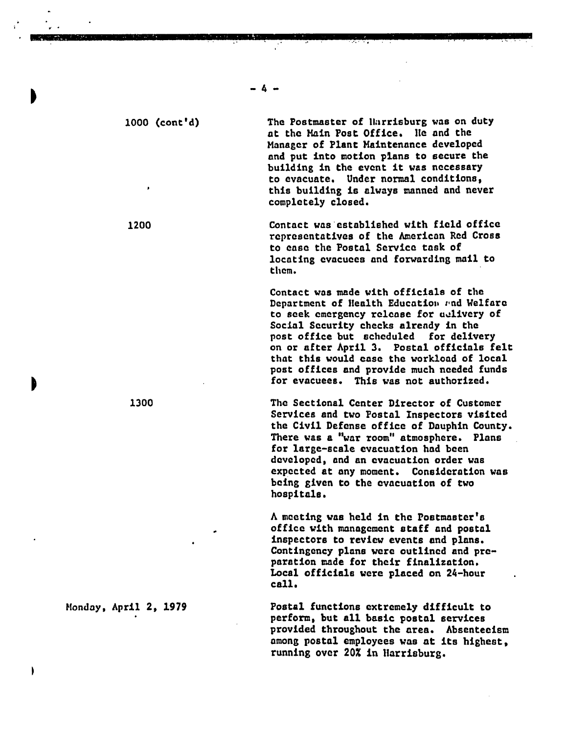1000 (cont'd)

The Postmaster of Harrisburg was on duty at the Main Post Office. He and the Manager of Plant Maintenance developed and put into motion plans to secure the building in the event it was necessary to evacuate. Under normal conditions, this building is always manned and never completely closed.

1200

Contact was established with field office representatives of the American Red Cross to ease the Postal Service task of locating evacuees and forwarding mail to them.

Contact was made with officials of the Department of Health Education and Welfare to seek emergency release for delivery of Social Security checks already in the post office but scheduled for delivery on or after April 3. Postal officials felt that this would ease the workload of local post offices and provide much needed funds for evacuees. This was not authorized.

1300

The Sectional Center Director of Customer Services and two Postal Inspectors visited the Civil Defense office of Dauphin County. There was a "war room" atmosphere. Plans for large-scale evacuation had been developed, and an evacuation order was expected at any moment. Consideration was being given to the evacuation of two hospitals.

A meeting was held in the Postmaster's office with management staff and postal inspectors to review events and plans. Contingency plans were outlined and preparation made for their finalization. Local officials were placed on 24-hour call.

Monday, April 2, 1979

Postal functions extremely difficult to perform, but all basic postal services provided throughout the area. Absenteeism among postal employees was at its highest, running over 20% in Harrisburg.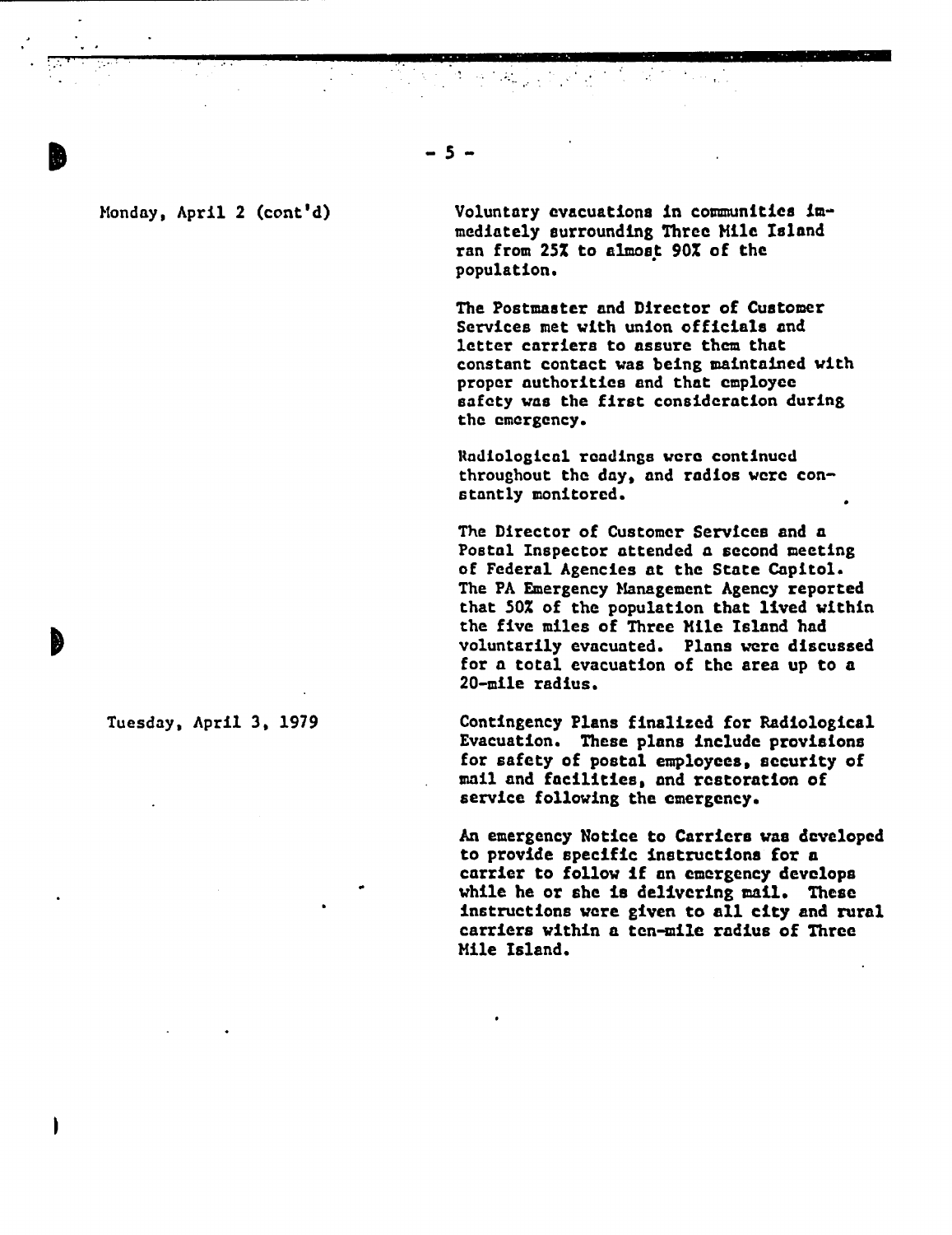Monday, April 2 (cont'd)

Voluntary evacuations in communities immediately surrounding Three Mile Island ran from 25% to almost 90% of the population.

The Postmaster and Director of Customer Services met with union officials and letter carriers to assure them that constant contact was being maintained with proper authorities and that employee safety was the first consideration during the emergency.

Radiological readings were continued throughout the day, and radios were constantly monitored.

The Director of Customer Services and a Postal Inspector attended a second meeting of Federal Agencies at the State Capitol. The PA Emergency Management Agency reported that 50% of the population that lived within the five miles of Three Mile Island had voluntarily evacuated. Plans were discussed for a total evacuation of the area up to a 20-mile radius.

Tuesday, April 3, 1979

Contingency Plans finalized for Radiological Evacuation. These plans include provisions for safety of postal employees, security of mail and facilities, and restoration of service following the emergency.

An emergency Notice to Carriers was developed to provide specific instructions for a carrier to follow if an emergency develops while he or she is delivering mail. These instructions were given to all city and rural carriers within a ten-mile radius of Three Mile Island.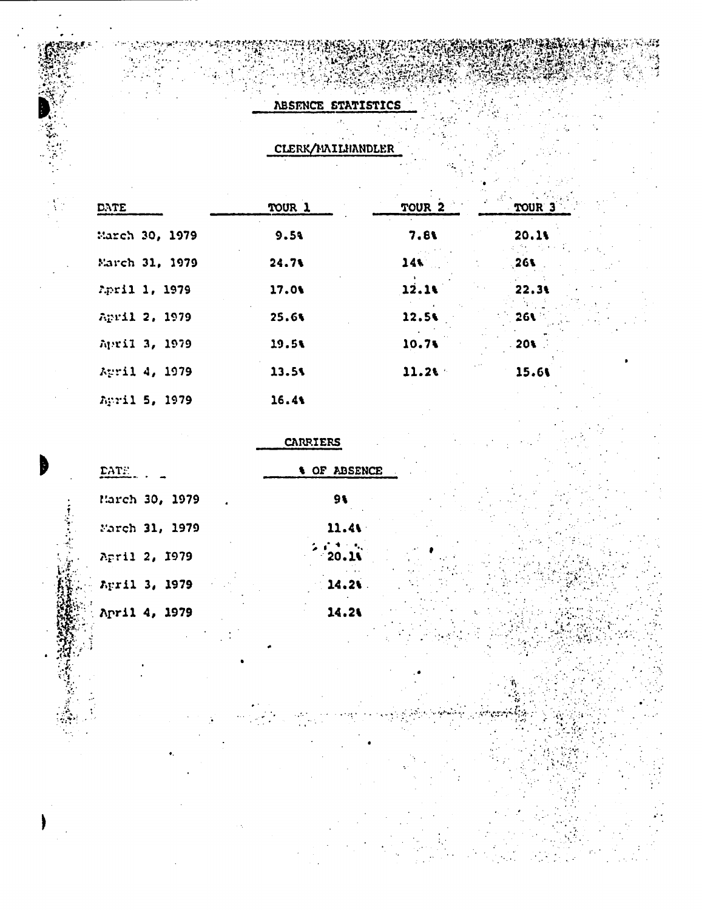# ABSENCE STATISTICS

## CLERK/MAILHANDLER

| DATE | TOUR 1 | TOUR 2 | TOUR 3 |
|---|---|---|---|
| March 30, 1979 | 9.5% | 7.8% | 20.1% |
| March 31, 1979 | 24.7% | 14% | 26% |
| April 1, 1979 | 17.0% | 12.1% | 22.3% |
| April 2, 1979 | 25.6% | 12.5% | 26% |
| April 3, 1979 | 19.5% | 10.7% | 20% |
| April 4, 1979 | 13.5% | 11.2% | 15.6% |
| April 5, 1979 | 16.4% | | |

## CARRIERS

| DATE | % OF ABSENCE |
|---|---|
| March 30, 1979 | 9% |
| March 31, 1979 | 11.4% |
| April 2, 1979 | 20.1% |
| April 3, 1979 | 14.2% |
| April 4, 1979 | 14.2% |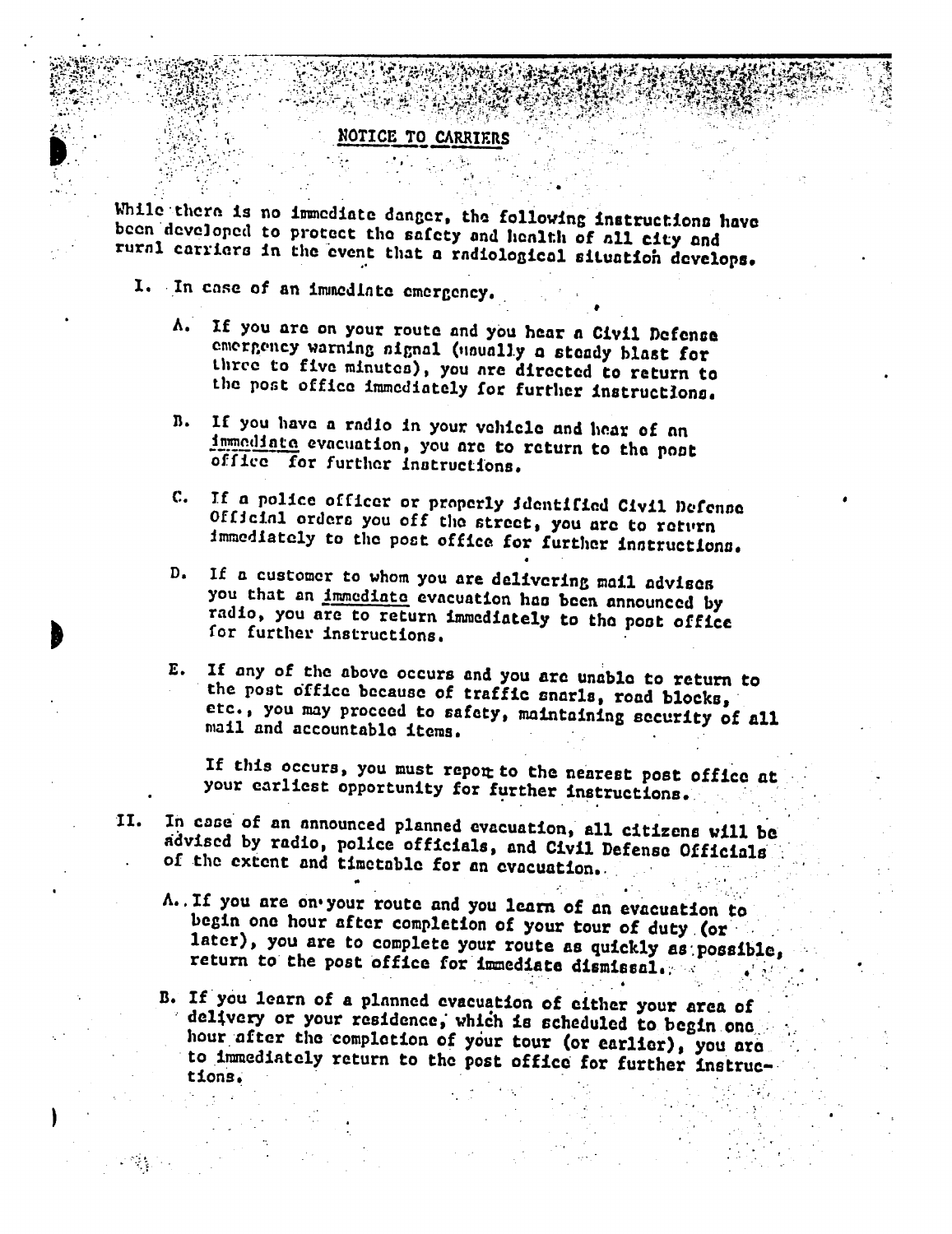## NOTICE TO CARRIERS

While there is no immediate danger, the following instructions have been developed to protect the safety and health of all city and rural carriers in the event that a radiological situation develops.

I. In case of an immediate emergency.

   A. If you are on your route and you hear a Civil Defense emergency warning signal (usually a steady blast for three to five minutes), you are directed to return to the post office immediately for further instructions.

   B. If you have a radio in your vehicle and hear of an <u>immediate</u> evacuation, you are to return to the post office for further instructions.

   C. If a police officer or properly identified Civil Defense Official orders you off the street, you are to return immediately to the post office for further instructions.

   D. If a customer to whom you are delivering mail advises you that an <u>immediate</u> evacuation has been announced by radio, you are to return immediately to the post office for further instructions.

   E. If any of the above occurs and you are unable to return to the post office because of traffic snarls, road blocks, etc., you may proceed to safety, maintaining security of all mail and accountable items.

   If this occurs, you must report to the nearest post office at your earliest opportunity for further instructions.

II. In case of an announced planned evacuation, all citizens will be advised by radio, police officials, and Civil Defense Officials of the extent and timetable for an evacuation.

   A. If you are on your route and you learn of an evacuation to begin one hour after completion of your tour of duty (or later), you are to complete your route as quickly as possible, return to the post office for immediate dismissal.

   B. If you learn of a planned evacuation of either your area of delivery or your residence, which is scheduled to begin one hour after the completion of your tour (or earlier), you are to immediately return to the post office for further instructions.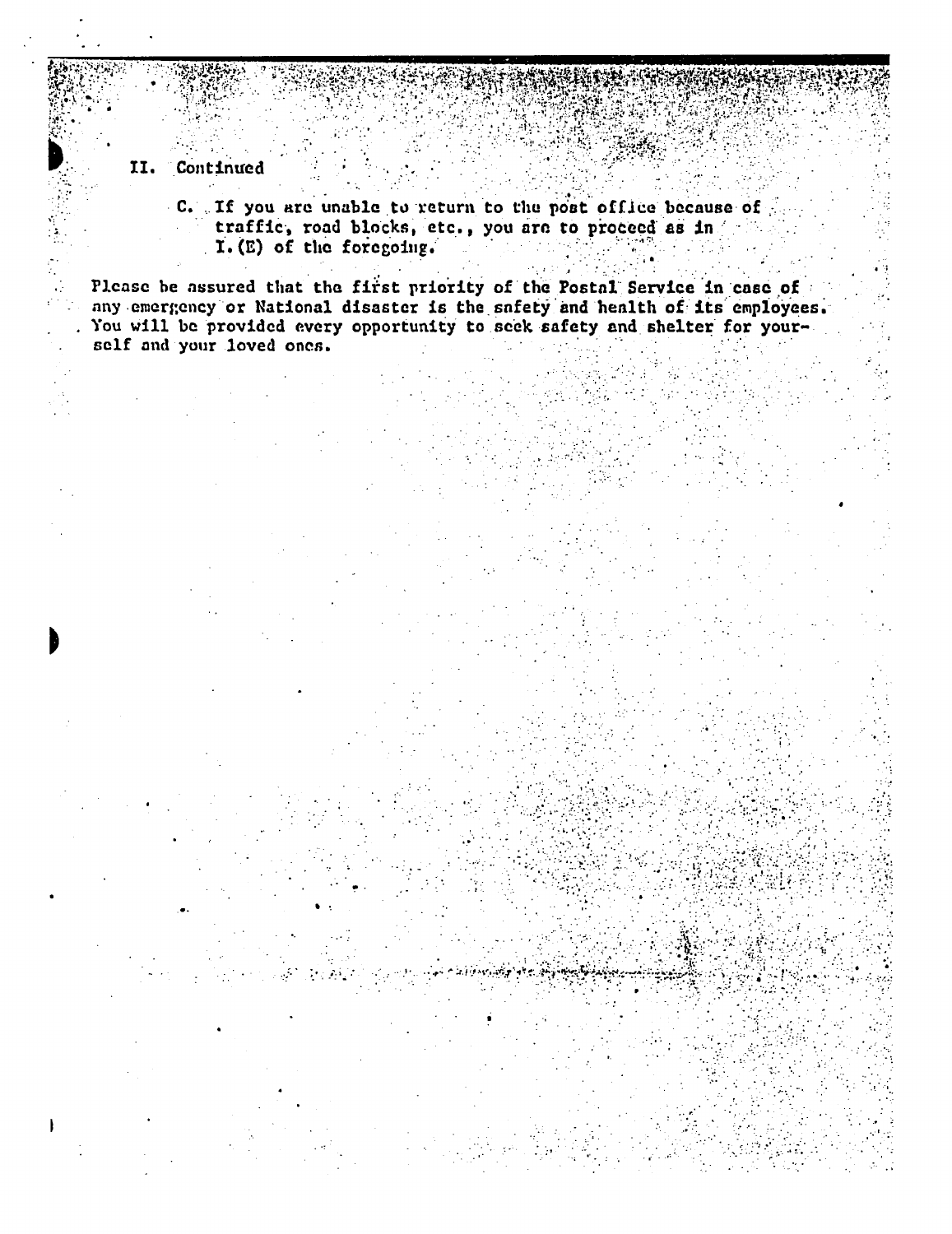II. Continued

C. If you are unable to return to the post office because of traffic, road blocks, etc., you are to proceed as in I.(E) of the foregoing.

Please be assured that the first priority of the Postal Service in case of any emergency or National disaster is the safety and health of its employees. You will be provided every opportunity to seek safety and shelter for yourself and your loved ones.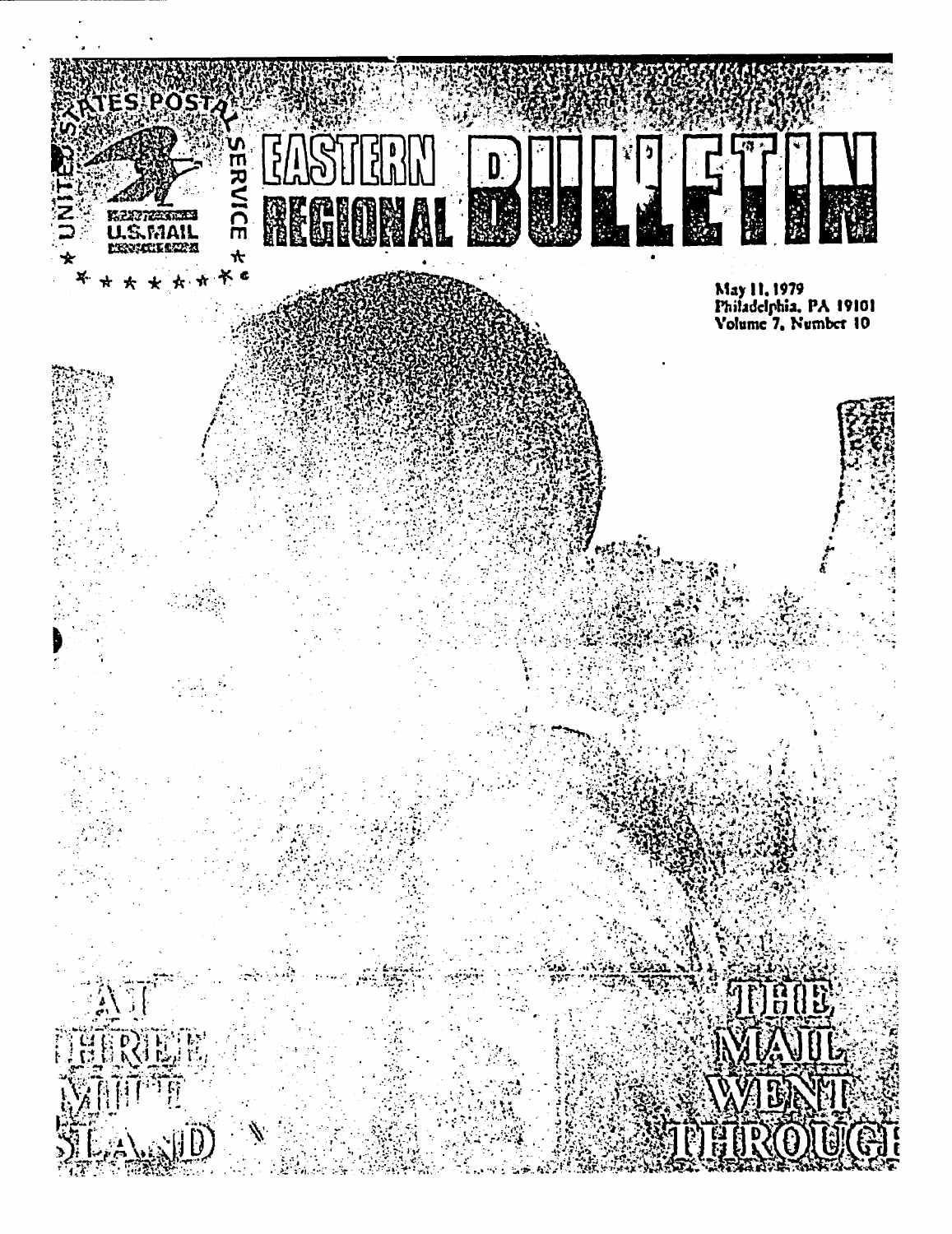UNITED STATES POSTAL SERVICE
U.S. MAIL

# EASTERN REGIONAL BULLETIN

May 11, 1979
Philadelphia, PA 19101
Volume 7, Number 10

## AT THREE MILE ISLAND

## THE MAIL WENT THROUGH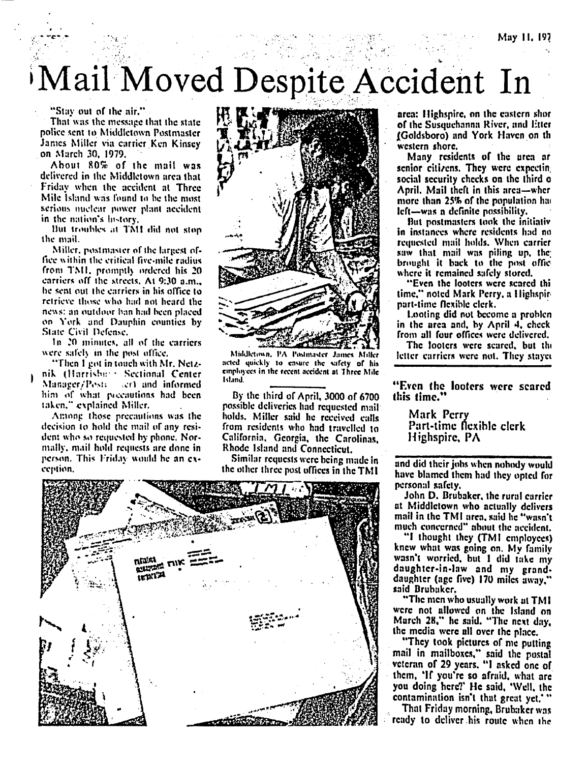# Mail Moved Despite Accident In

"Stay out of the air."

That was the message that the state police sent to Middletown Postmaster James Miller via carrier Ken Kinsey on March 30, 1979.

About 80% of the mail was delivered in the Middletown area that Friday when the accident at Three Mile Island was found to be the most serious nuclear power plant accident in the nation's history.

But troubles at TMI did not stop the mail.

Miller, postmaster of the largest office within the critical five-mile radius from TMI, promptly ordered his 20 carriers off the streets. At 9:30 a.m., he sent out the carriers in his office to retrieve those who had not heard the news: an outdoor ban had been placed on York and Dauphin counties by State Civil Defense.

In 20 minutes, all of the carriers were safely in the post office.

"Then I got in touch with Mr. Netznik (Harrisburg Sectional Center Manager/Postmaster) and informed him of what precautions had been taken," explained Miller.

Among those precautions was the decision to hold the mail of any resident who so requested by phone. Normally, mail hold requests are done in person. This Friday would be an exception.

Middletown, PA Postmaster James Miller acted quickly to ensure the safety of his employees in the recent accident at Three Mile Island.

By the third of April, 3000 of 6700 possible deliveries had requested mail holds. Miller said he received calls from residents who had travelled to California, Georgia, the Carolinas, Rhode Island and Connecticut.

Similar requests were being made in the other three post offices in the TMI area: Highspire, on the eastern shore of the Susquehanna River, and Etter (Goldsboro) and York Haven on the western shore.

Many residents of the area are senior citizens. They were expecting social security checks on the third of April. Mail theft in this area—where more than 25% of the population had left—was a definite possibility.

But postmasters took the initiative in instances where residents had not requested mail holds. When carriers saw that mail was piling up, they brought it back to the post office where it remained safely stored.

"Even the looters were scared this time," noted Mark Perry, a Highspire part-time flexible clerk.

Looting did not become a problem in the area and, by April 4, checks from all four offices were delivered.

The looters were scared, but the letter carriers were not. They stayed and did their jobs when nobody would have blamed them had they opted for personal safety.

> **"Even the looters were scared this time."**
>
> Mark Perry
> Part-time flexible clerk
> Highspire, PA

John D. Brubaker, the rural carrier at Middletown who actually delivers mail in the TMI area, said he "wasn't much concerned" about the accident.

"I thought they (TMI employees) knew what was going on. My family wasn't worried, but I did take my daughter-in-law and my granddaughter (age five) 170 miles away," said Brubaker.

"The men who usually work at TMI were not allowed on the Island on March 28," he said. "The next day, the media were all over the place.

"They took pictures of me putting mail in mailboxes," said the postal veteran of 29 years. "I asked one of them, 'If you're so afraid, what are you doing here?' He said, 'Well, the contamination isn't that great yet.' "

That Friday morning, Brubaker was ready to deliver his route when the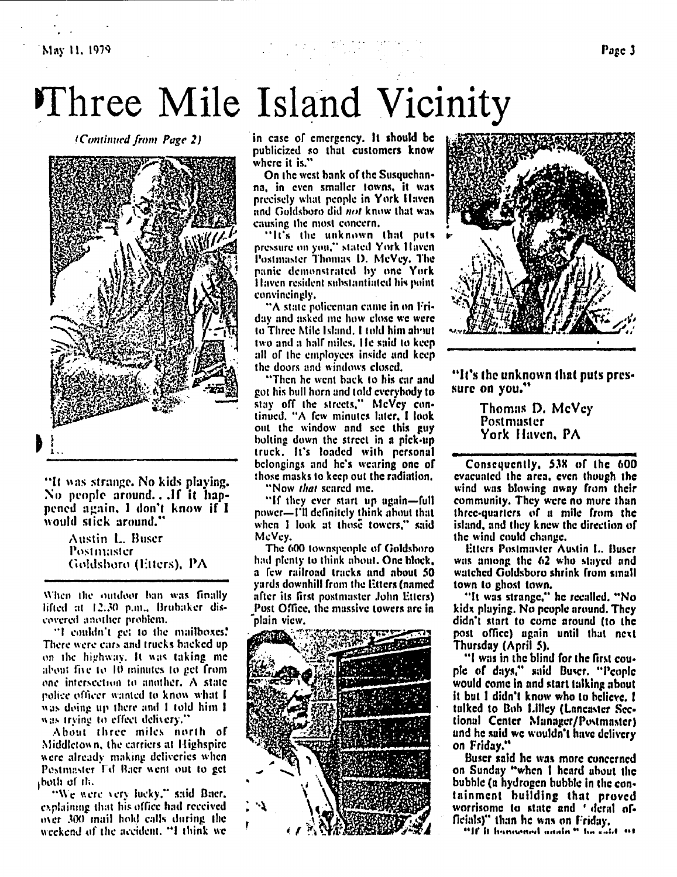# Three Mile Island Vicinity

*(Continued from Page 2)*

"It was strange. No kids playing. No people around. . .If it happened again, I don't know if I would stick around."

Austin L. Buser
Postmaster
Goldsboro (Etters), PA

When the outdoor ban was finally lifted at 12:30 p.m., Brubaker discovered another problem.

"I couldn't get to the mailboxes! There were cars and trucks backed up on the highway. It was taking me about five to 10 minutes to get from one intersection to another. A state police officer wanted to know what I was doing up there and I told him I was trying to effect delivery."

About three miles north of Middletown, the carriers at Highspire were already making deliveries when Postmaster Ed Baer went out to get both of th.

"We were very lucky," said Baer, explaining that his office had received over 300 mail hold calls during the weekend of the accident. "I think we in case of emergency. It should be publicized so that customers know where it is."

On the west bank of the Susquehanna, in even smaller towns, it was precisely what people in York Haven and Goldsboro did *not* know that was causing the most concern.

"It's the unknown that puts pressure on you," stated York Haven Postmaster Thomas D. McVey. The panic demonstrated by one York Haven resident substantiated his point convincingly.

"A state policeman came in on Friday and asked me how close we were to Three Mile Island. I told him about two and a half miles. He said to keep all of the employees inside and keep the doors and windows closed.

"Then he went back to his car and got his bull horn and told everybody to stay off the streets," McVey continued. "A few minutes later, I look out the window and see this guy bolting down the street in a pick-up truck. It's loaded with personal belongings and he's wearing one of those masks to keep out the radiation.

"Now *that* scared me.

"If they ever start up again—full power—I'll definitely think about that when I look at those towers," said McVey.

The 600 townspeople of Goldsboro had plenty to think about. One block, a few railroad tracks and about 50 yards downhill from the Etters (named after its first postmaster John Etters) Post Office, the massive towers are in plain view.

"It's the unknown that puts pressure on you."

Thomas D. McVey
Postmaster
York Haven, PA

Consequently, 538 of the 600 evacuated the area, even though the wind was blowing away from their community. They were no more than three-quarters of a mile from the island, and they knew the direction of the wind could change.

Etters Postmaster Austin L. Buser was among the 62 who stayed and watched Goldsboro shrink from small town to ghost town.

"It was strange," he recalled. "No kids playing. No people around. They didn't start to come around (to the post office) again until that next Thursday (April 5).

"I was in the blind for the first couple of days," said Buser. "People would come in and start talking about it but I didn't know who to believe. I talked to Bob Lilley (Lancaster Sectional Center Manager/Postmaster) and he said we wouldn't have delivery on Friday."

Buser said he was more concerned on Sunday "when I heard about the bubble (a hydrogen bubble in the containment building that proved worrisome to state and federal officials)" than he was on Friday.

"If it happened again," he said, "I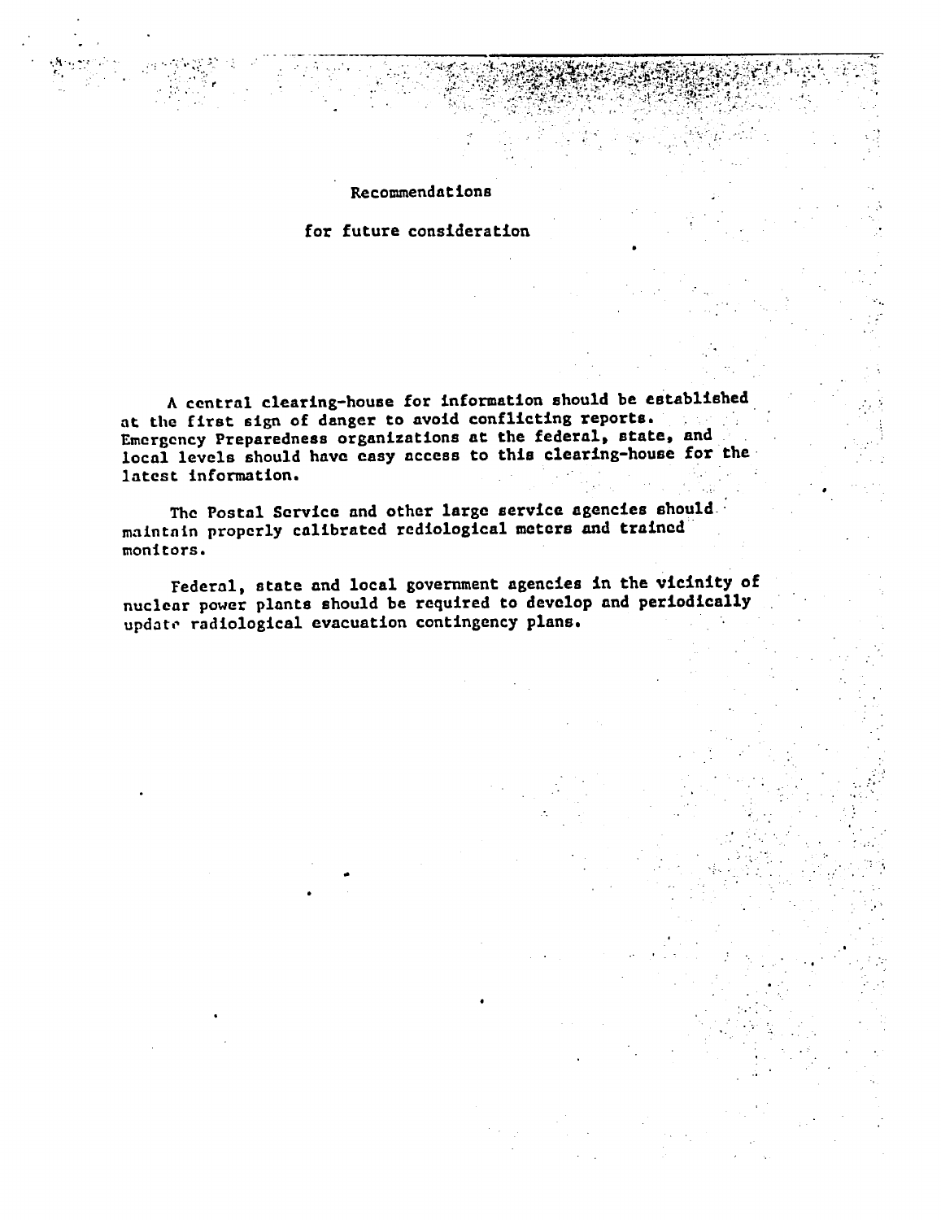# Recommendations

## for future consideration

A central clearing-house for information should be established at the first sign of danger to avoid conflicting reports. Emergency Preparedness organizations at the federal, state, and local levels should have easy access to this clearing-house for the latest information.

The Postal Service and other large service agencies should maintain properly calibrated rediological meters and trained monitors.

Federal, state and local government agencies in the vicinity of nuclear power plants should be required to develop and periodically update radiological evacuation contingency plans.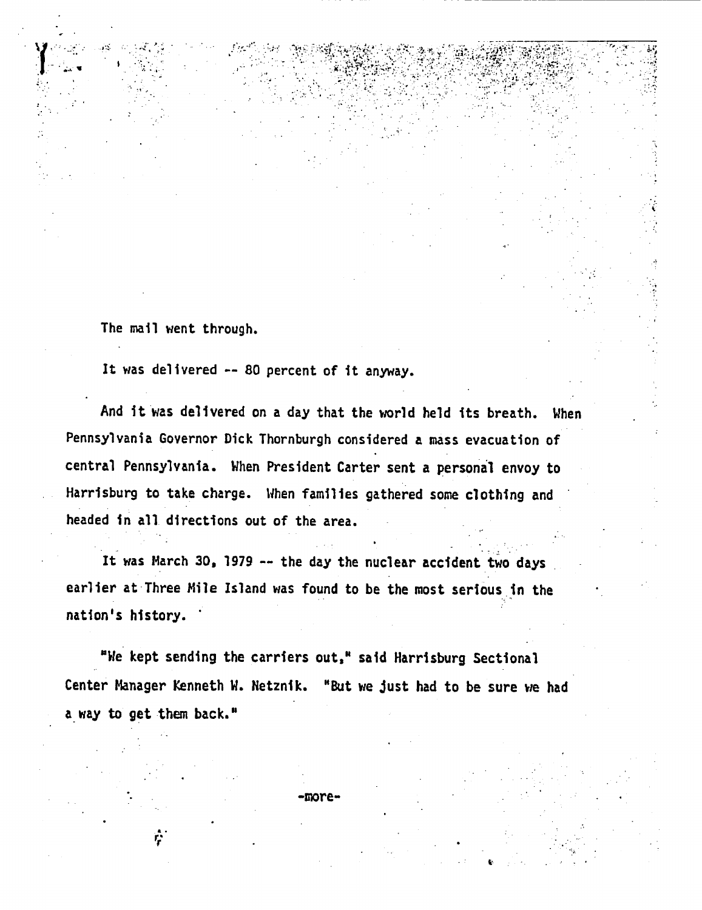The mail went through.

It was delivered -- 80 percent of it anyway.

And it was delivered on a day that the world held its breath. When Pennsylvania Governor Dick Thornburgh considered a mass evacuation of central Pennsylvania. When President Carter sent a personal envoy to Harrisburg to take charge. When families gathered some clothing and headed in all directions out of the area.

It was March 30, 1979 -- the day the nuclear accident two days earlier at Three Mile Island was found to be the most serious in the nation's history.

"We kept sending the carriers out," said Harrisburg Sectional Center Manager Kenneth W. Netznik. "But we just had to be sure we had a way to get them back."

-more-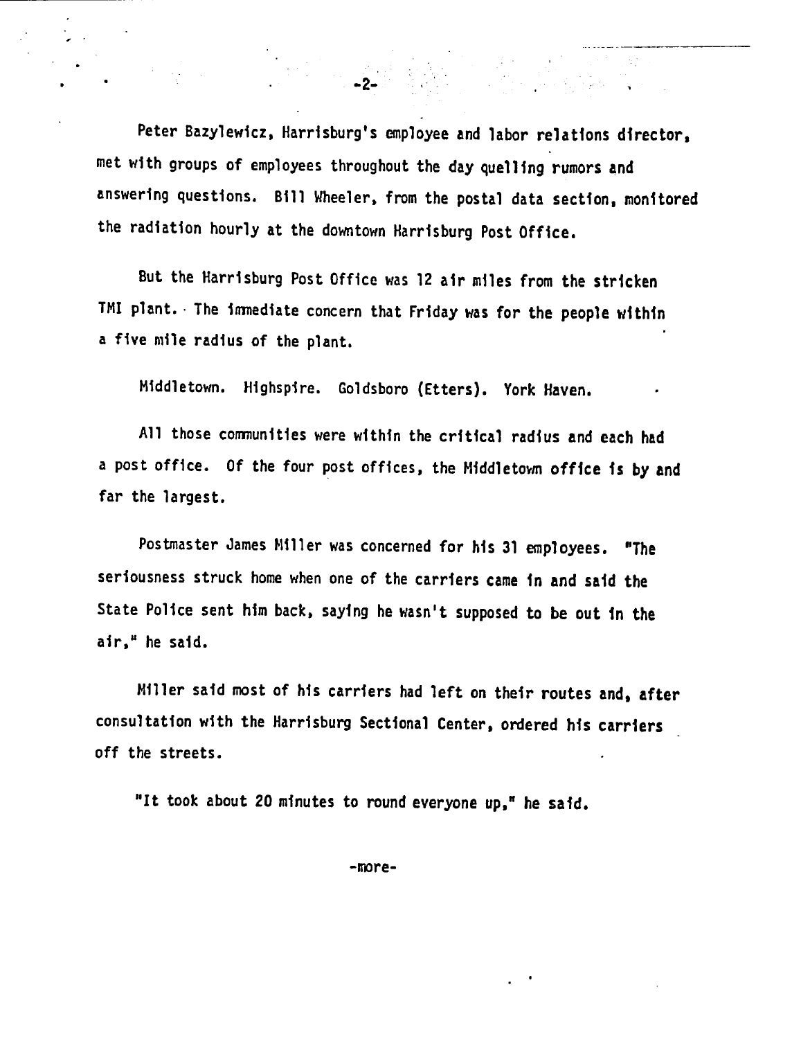Peter Bazylewicz, Harrisburg's employee and labor relations director, met with groups of employees throughout the day quelling rumors and answering questions. Bill Wheeler, from the postal data section, monitored the radiation hourly at the downtown Harrisburg Post Office.

But the Harrisburg Post Office was 12 air miles from the stricken TMI plant. The immediate concern that Friday was for the people within a five mile radius of the plant.

Middletown. Highspire. Goldsboro (Etters). York Haven.

All those communities were within the critical radius and each had a post office. Of the four post offices, the Middletown office is by and far the largest.

Postmaster James Miller was concerned for his 31 employees. "The seriousness struck home when one of the carriers came in and said the State Police sent him back, saying he wasn't supposed to be out in the air," he said.

Miller said most of his carriers had left on their routes and, after consultation with the Harrisburg Sectional Center, ordered his carriers off the streets.

"It took about 20 minutes to round everyone up," he said.

-more-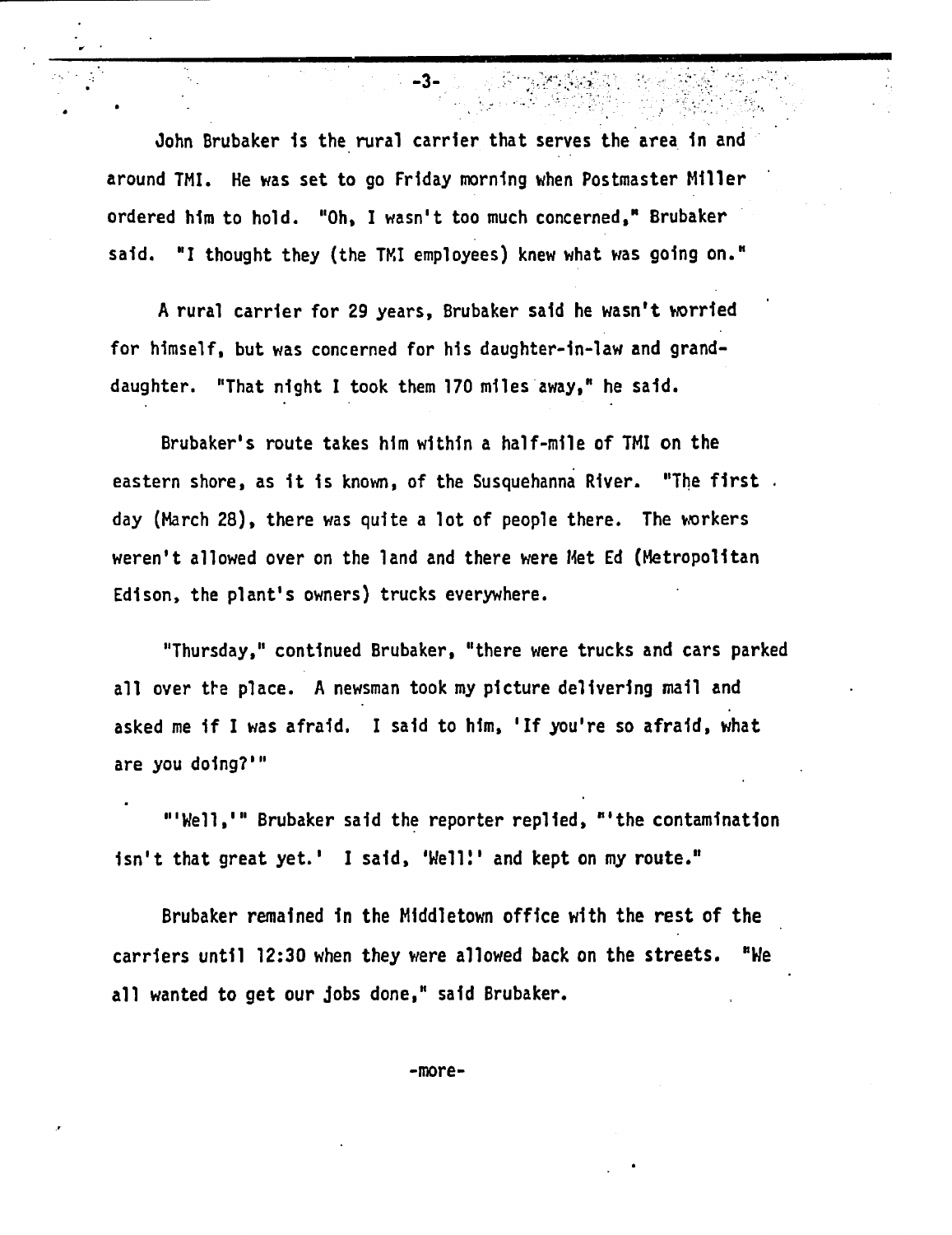John Brubaker is the rural carrier that serves the area in and around TMI. He was set to go Friday morning when Postmaster Miller ordered him to hold. "Oh, I wasn't too much concerned," Brubaker said. "I thought they (the TMI employees) knew what was going on."

A rural carrier for 29 years, Brubaker said he wasn't worried for himself, but was concerned for his daughter-in-law and granddaughter. "That night I took them 170 miles away," he said.

Brubaker's route takes him within a half-mile of TMI on the eastern shore, as it is known, of the Susquehanna River. "The first day (March 28), there was quite a lot of people there. The workers weren't allowed over on the land and there were Met Ed (Metropolitan Edison, the plant's owners) trucks everywhere.

"Thursday," continued Brubaker, "there were trucks and cars parked all over the place. A newsman took my picture delivering mail and asked me if I was afraid. I said to him, 'If you're so afraid, what are you doing?'"

"'Well,'" Brubaker said the reporter replied, "'the contamination isn't that great yet.' I said, 'Well!' and kept on my route."

Brubaker remained in the Middletown office with the rest of the carriers until 12:30 when they were allowed back on the streets. "We all wanted to get our jobs done," said Brubaker.

-more-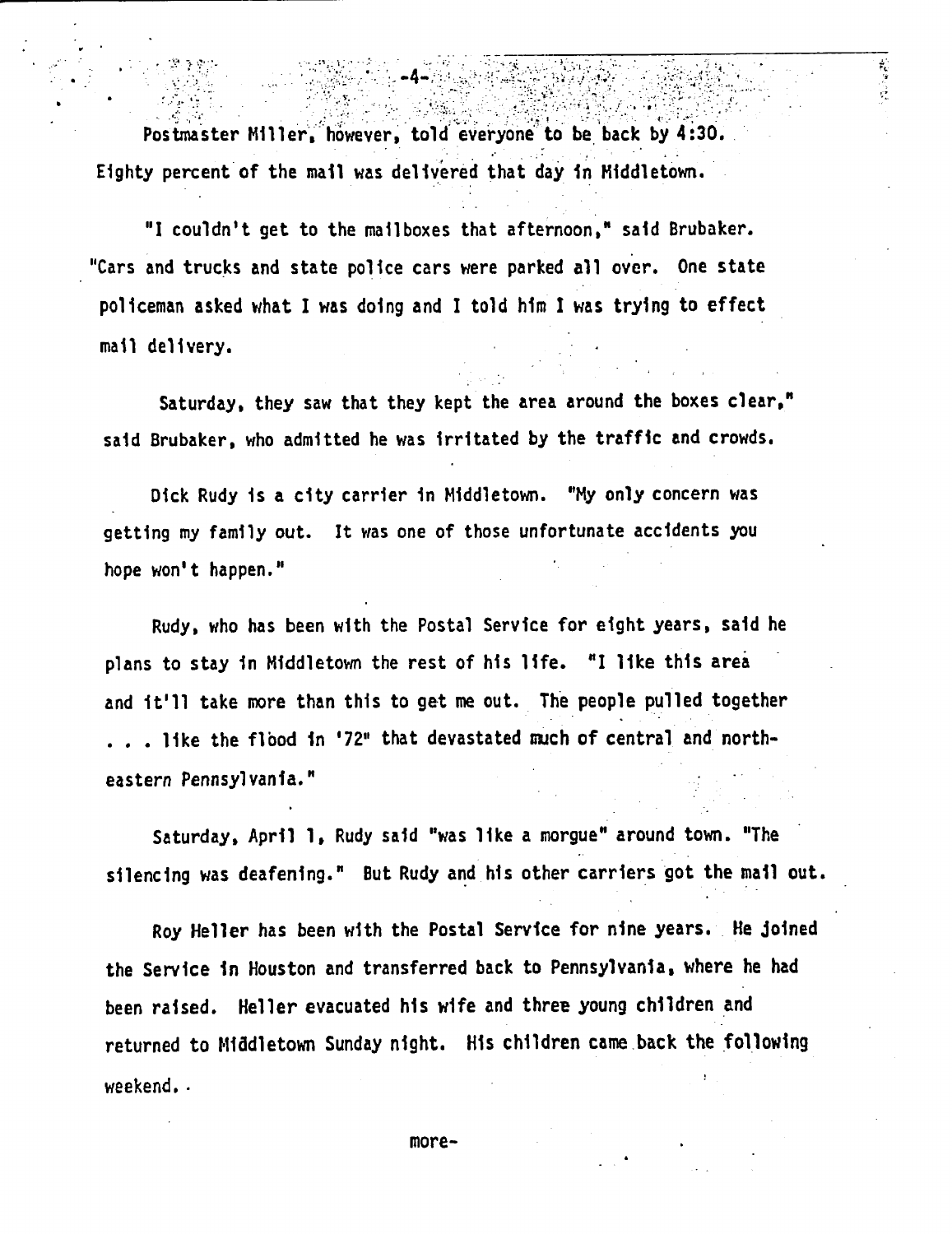Postmaster Miller, however, told everyone to be back by 4:30. Eighty percent of the mail was delivered that day in Middletown.

"I couldn't get to the mailboxes that afternoon," said Brubaker. "Cars and trucks and state police cars were parked all over. One state policeman asked what I was doing and I told him I was trying to effect mail delivery.

Saturday, they saw that they kept the area around the boxes clear," said Brubaker, who admitted he was irritated by the traffic and crowds.

Dick Rudy is a city carrier in Middletown. "My only concern was getting my family out. It was one of those unfortunate accidents you hope won't happen."

Rudy, who has been with the Postal Service for eight years, said he plans to stay in Middletown the rest of his life. "I like this area and it'll take more than this to get me out. The people pulled together . . . like the flood in '72" that devastated much of central and northeastern Pennsylvania."

Saturday, April 1, Rudy said "was like a morgue" around town. "The silencing was deafening." But Rudy and his other carriers got the mail out.

Roy Heller has been with the Postal Service for nine years. He joined the Service in Houston and transferred back to Pennsylvania, where he had been raised. Heller evacuated his wife and three young children and returned to Middletown Sunday night. His children came back the following weekend.

more-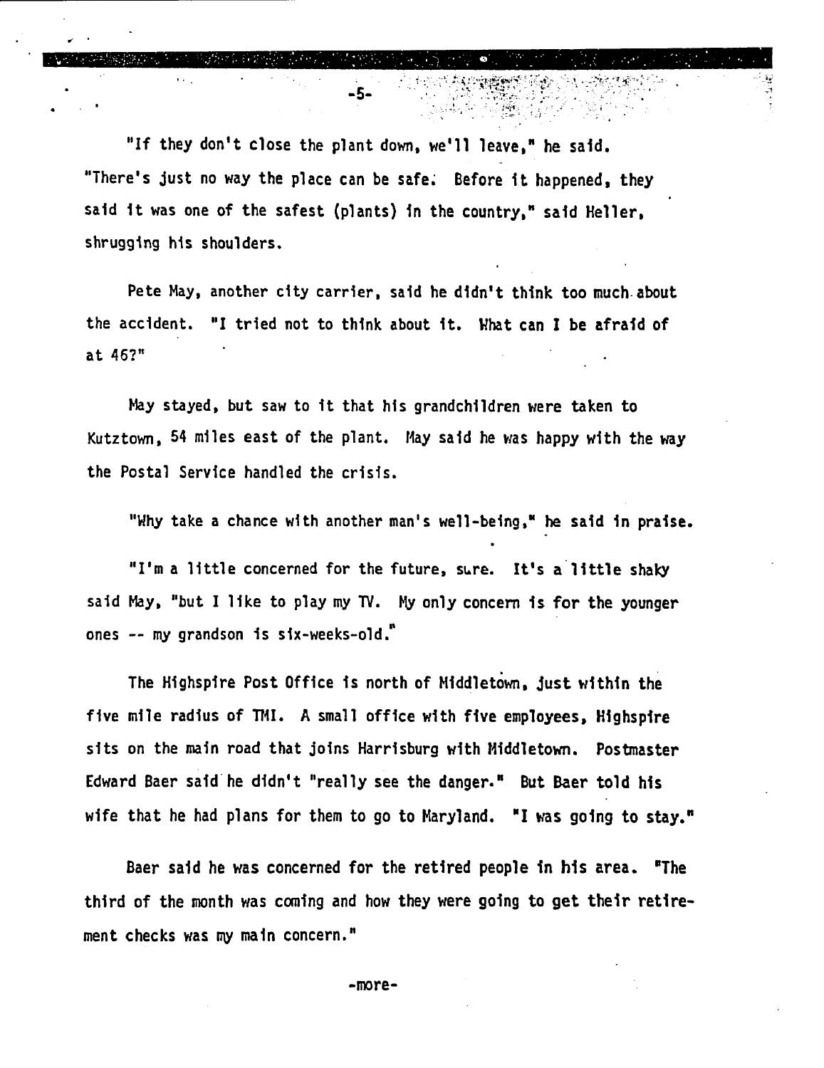"If they don't close the plant down, we'll leave," he said. "There's just no way the place can be safe. Before it happened, they said it was one of the safest (plants) in the country," said Heller, shrugging his shoulders.

Pete May, another city carrier, said he didn't think too much about the accident. "I tried not to think about it. What can I be afraid of at 46?"

May stayed, but saw to it that his grandchildren were taken to Kutztown, 54 miles east of the plant. May said he was happy with the way the Postal Service handled the crisis.

"Why take a chance with another man's well-being," he said in praise.

"I'm a little concerned for the future, sure. It's a little shaky said May, "but I like to play my TV. My only concern is for the younger ones -- my grandson is six-weeks-old."

The Highspire Post Office is north of Middletown, just within the five mile radius of TMI. A small office with five employees, Highspire sits on the main road that joins Harrisburg with Middletown. Postmaster Edward Baer said he didn't "really see the danger." But Baer told his wife that he had plans for them to go to Maryland. "I was going to stay."

Baer said he was concerned for the retired people in his area. "The third of the month was coming and how they were going to get their retirement checks was my main concern."

-more-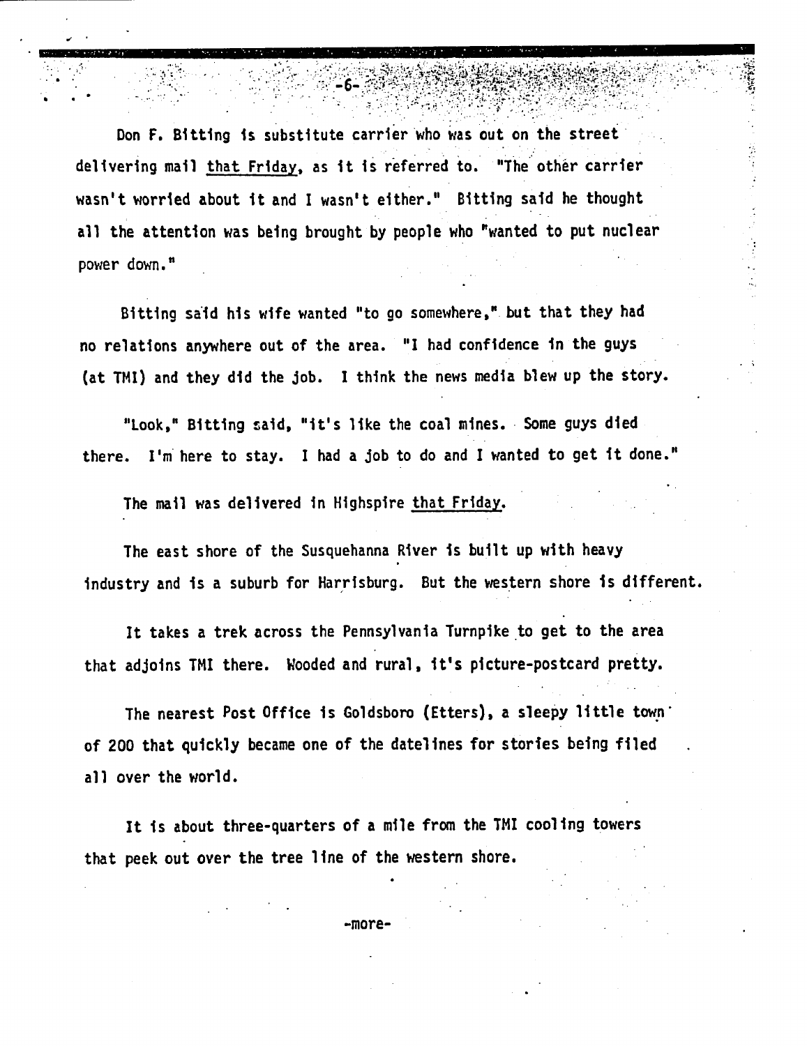Don F. Bitting is substitute carrier who was out on the street delivering mail <u>that Friday</u>, as it is referred to. "The other carrier wasn't worried about it and I wasn't either." Bitting said he thought all the attention was being brought by people who "wanted to put nuclear power down."

Bitting said his wife wanted "to go somewhere," but that they had no relations anywhere out of the area. "I had confidence in the guys (at TMI) and they did the job. I think the news media blew up the story.

"Look," Bitting said, "it's like the coal mines. Some guys died there. I'm here to stay. I had a job to do and I wanted to get it done."

The mail was delivered in Highspire <u>that Friday</u>.

The east shore of the Susquehanna River is built up with heavy industry and is a suburb for Harrisburg. But the western shore is different.

It takes a trek across the Pennsylvania Turnpike to get to the area that adjoins TMI there. Wooded and rural, it's picture-postcard pretty.

The nearest Post Office is Goldsboro (Etters), a sleepy little town of 200 that quickly became one of the datelines for stories being filed all over the world.

It is about three-quarters of a mile from the TMI cooling towers that peek out over the tree line of the western shore.

-more-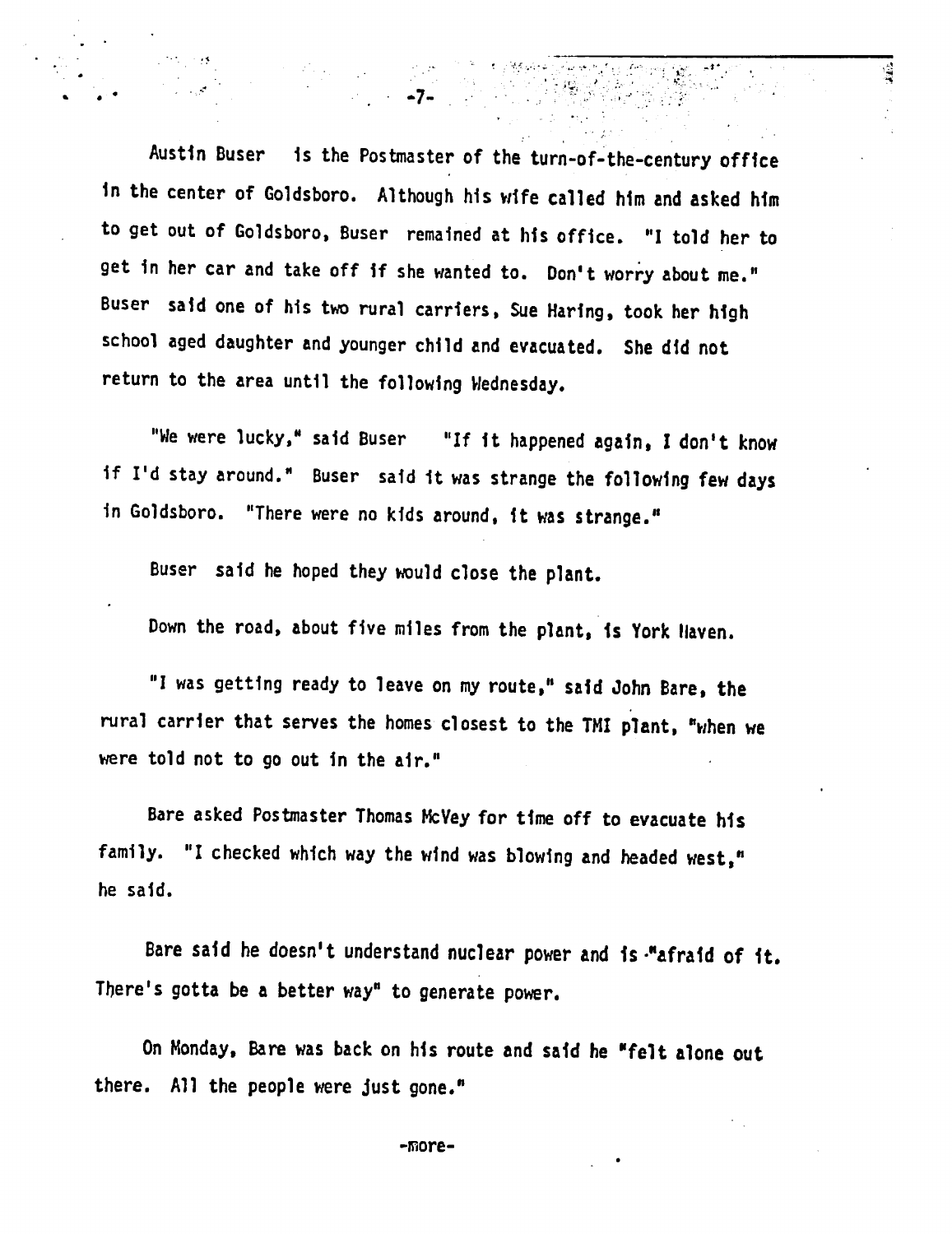Austin Buser is the Postmaster of the turn-of-the-century office in the center of Goldsboro. Although his wife called him and asked him to get out of Goldsboro, Buser remained at his office. "I told her to get in her car and take off if she wanted to. Don't worry about me." Buser said one of his two rural carriers, Sue Haring, took her high school aged daughter and younger child and evacuated. She did not return to the area until the following Wednesday.

"We were lucky," said Buser "If it happened again, I don't know if I'd stay around." Buser said it was strange the following few days in Goldsboro. "There were no kids around, it was strange."

Buser said he hoped they would close the plant.

Down the road, about five miles from the plant, is York Haven.

"I was getting ready to leave on my route," said John Bare, the rural carrier that serves the homes closest to the TMI plant, "when we were told not to go out in the air."

Bare asked Postmaster Thomas McVey for time off to evacuate his family. "I checked which way the wind was blowing and headed west," he said.

Bare said he doesn't understand nuclear power and is "afraid of it. There's gotta be a better way" to generate power.

On Monday, Bare was back on his route and said he "felt alone out there. All the people were just gone."

-more-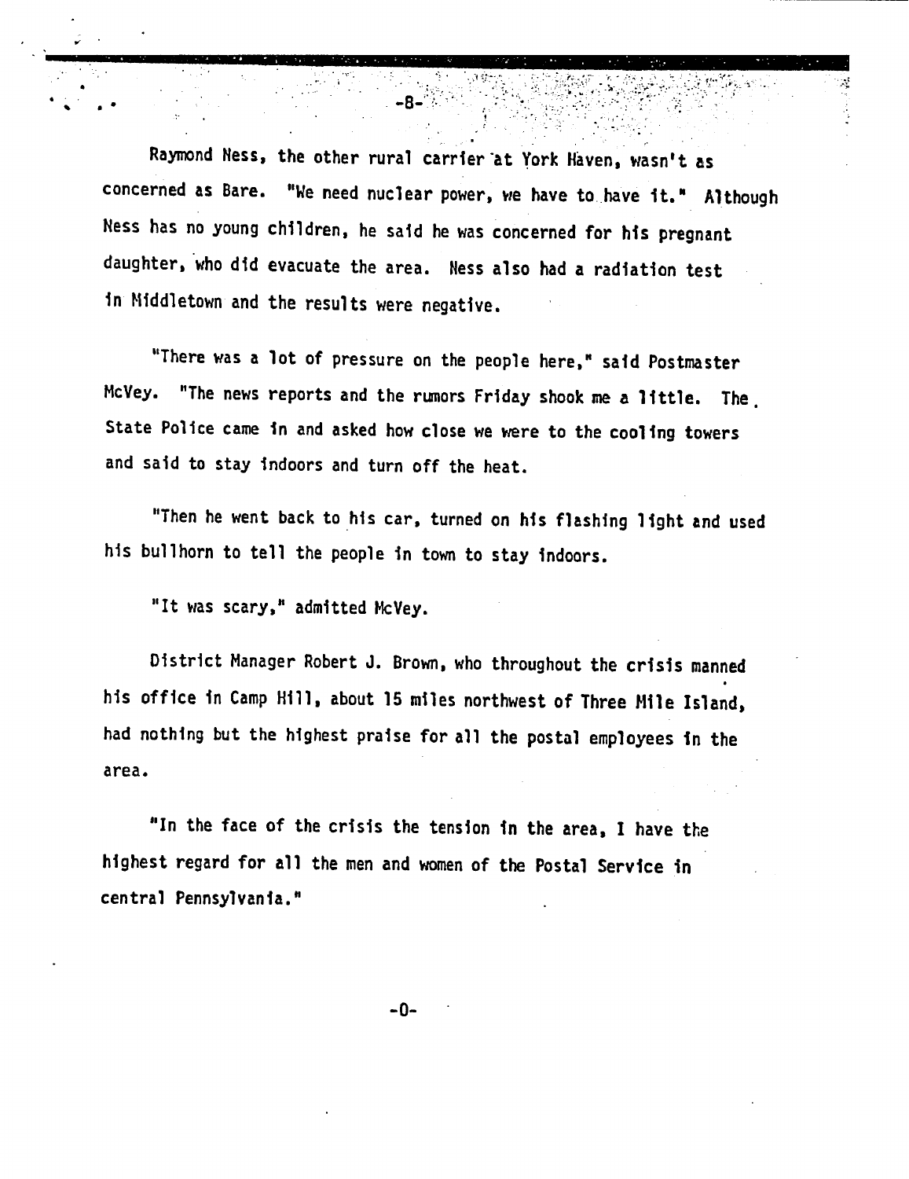Raymond Ness, the other rural carrier at York Haven, wasn't as concerned as Bare. "We need nuclear power, we have to have it." Although Ness has no young children, he said he was concerned for his pregnant daughter, who did evacuate the area. Ness also had a radiation test in Middletown and the results were negative.

"There was a lot of pressure on the people here," said Postmaster McVey. "The news reports and the rumors Friday shook me a little. The State Police came in and asked how close we were to the cooling towers and said to stay indoors and turn off the heat.

"Then he went back to his car, turned on his flashing light and used his bullhorn to tell the people in town to stay indoors.

"It was scary," admitted McVey.

District Manager Robert J. Brown, who throughout the crisis manned his office in Camp Hill, about 15 miles northwest of Three Mile Island, had nothing but the highest praise for all the postal employees in the area.

"In the face of the crisis the tension in the area, I have the highest regard for all the men and women of the Postal Service in central Pennsylvania."

-0-